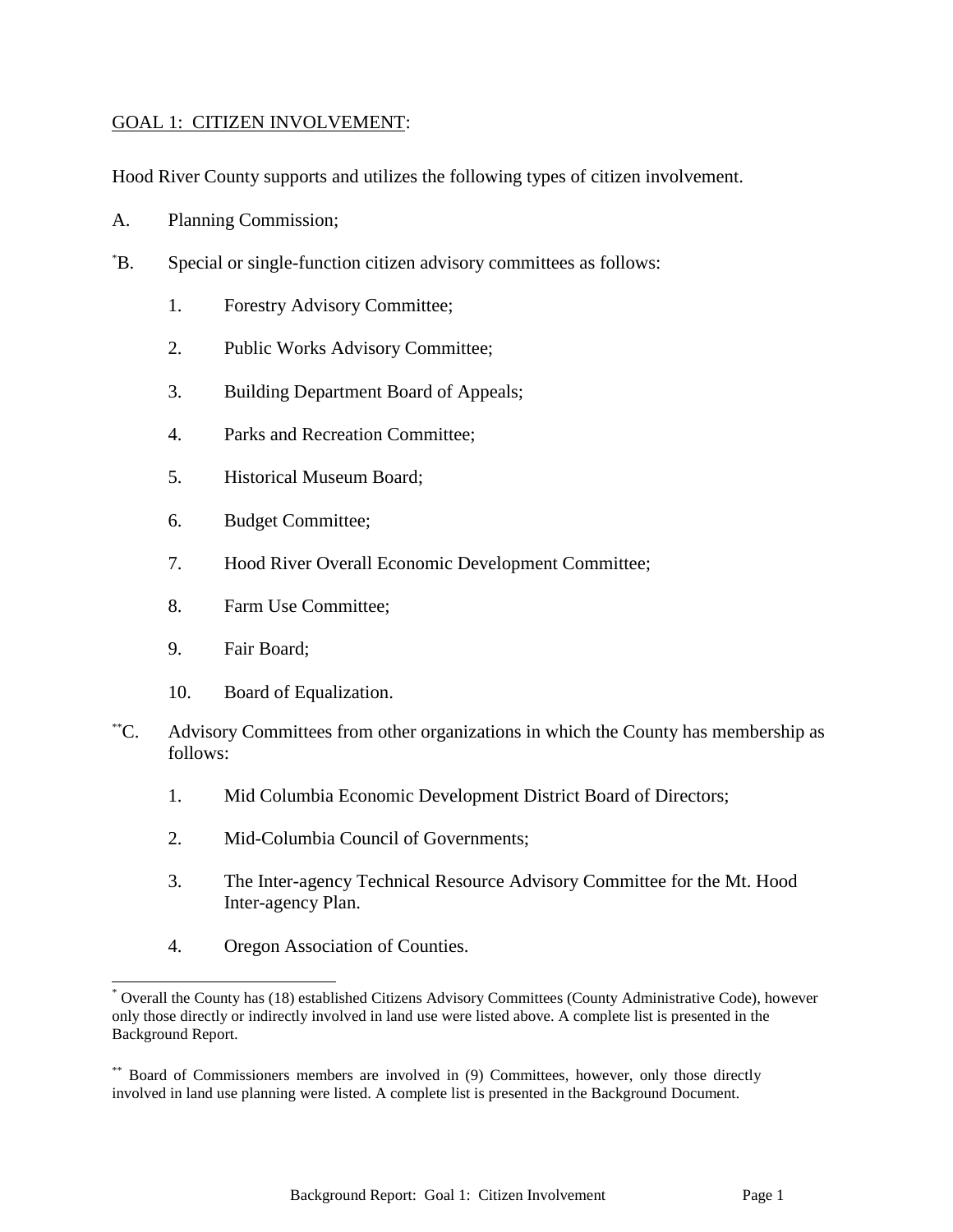GOAL 1: CITIZEN INVOLVEMENT:

Hood River County supports and utilizes the following types of citizen involvement.

A. Planning Commission;

[*]B. Special or single-function citizen advisory committees as follows:

1. Forestry Advisory Committee;
2. Public Works Advisory Committee;
3. Building Department Board of Appeals;
4. Parks and Recreation Committee;
5. Historical Museum Board;
6. Budget Committee;
7. Hood River Overall Economic Development Committee;
8. Farm Use Committee;
9. Fair Board;
10. Board of Equalization.

[**]C. Advisory Committees from other organizations in which the County has membership as follows:

1. Mid Columbia Economic Development District Board of Directors;
2. Mid-Columbia Council of Governments;
3. The Inter-agency Technical Resource Advisory Committee for the Mt. Hood Inter-agency Plan.
4. Oregon Association of Counties.

---

[*] Overall the County has (18) established Citizens Advisory Committees (County Administrative Code), however only those directly or indirectly involved in land use were listed above. A complete list is presented in the Background Report.

[**] Board of Commissioners members are involved in (9) Committees, however, only those directly involved in land use planning were listed. A complete list is presented in the Background Document.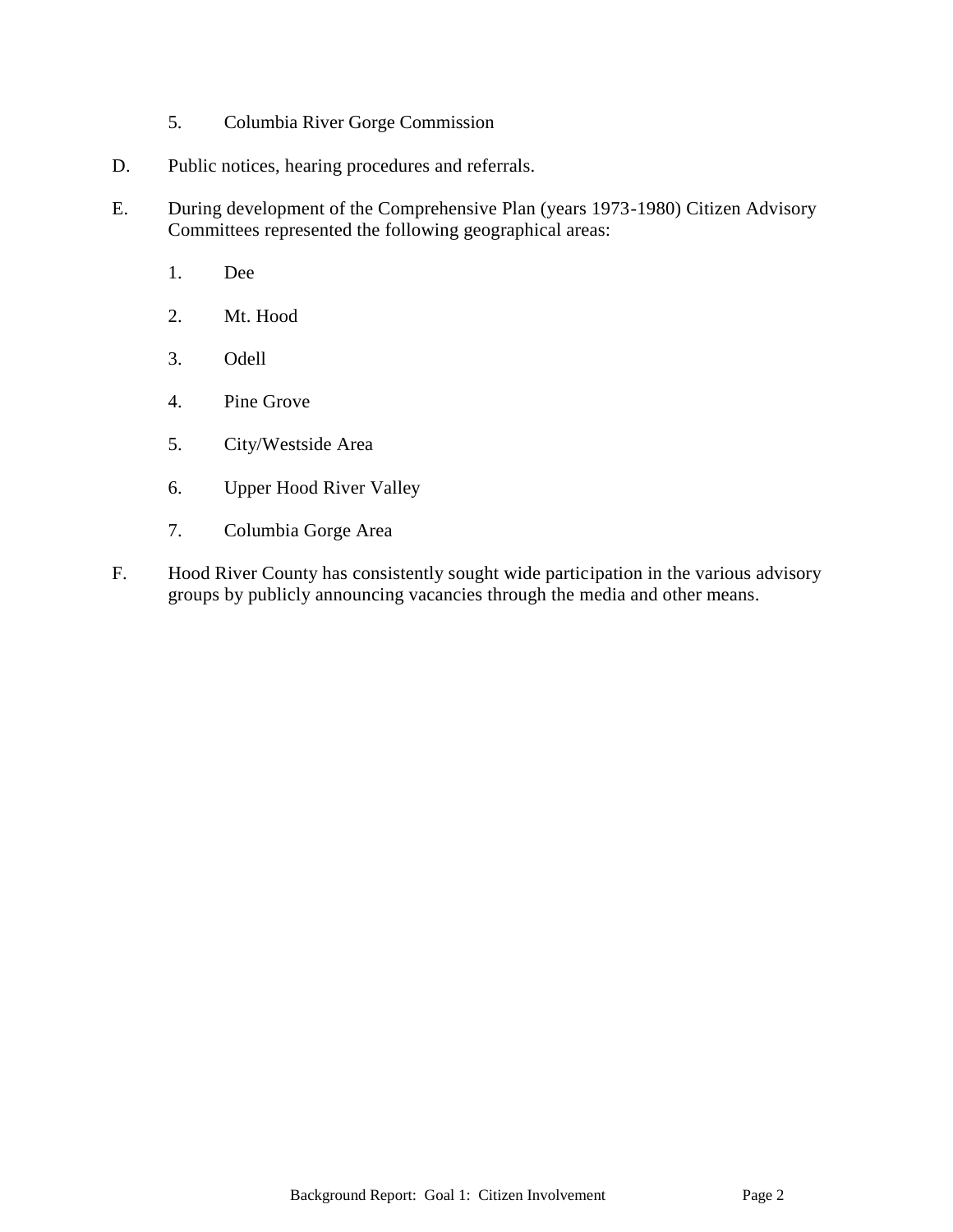5. Columbia River Gorge Commission

D. Public notices, hearing procedures and referrals.

E. During development of the Comprehensive Plan (years 1973-1980) Citizen Advisory Committees represented the following geographical areas:

1. Dee

2. Mt. Hood

3. Odell

4. Pine Grove

5. City/Westside Area

6. Upper Hood River Valley

7. Columbia Gorge Area

F. Hood River County has consistently sought wide participation in the various advisory groups by publicly announcing vacancies through the media and other means.